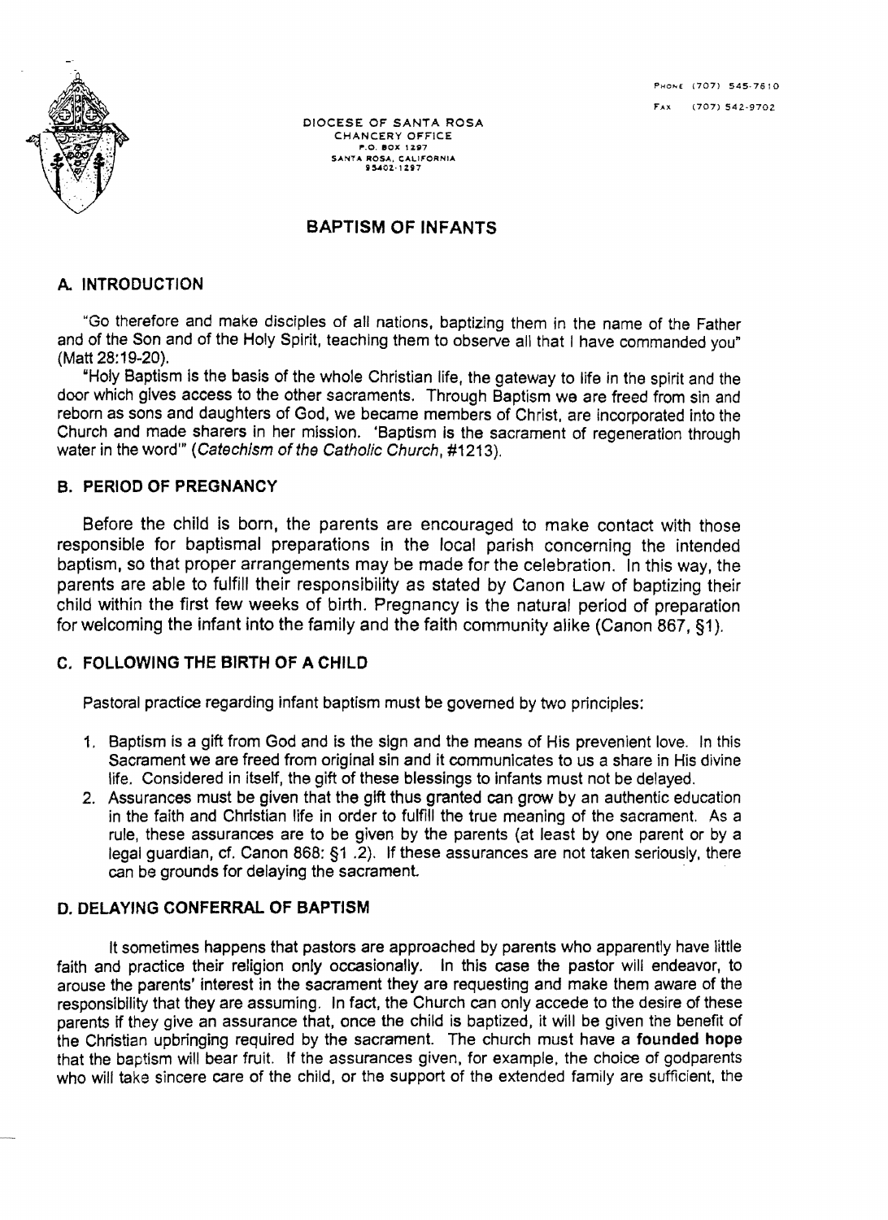PHONE (707) 545-7610

FAX (707) 542-9702

DIOCESE OF SANTA ROSA
CHANCERY OFFICE
P.O. BOX 1297
SANTA ROSA, CALIFORNIA
95402-1297

# BAPTISM OF INFANTS

## A. INTRODUCTION

"Go therefore and make disciples of all nations, baptizing them in the name of the Father and of the Son and of the Holy Spirit, teaching them to observe all that I have commanded you" (Matt 28:19-20).

"Holy Baptism is the basis of the whole Christian life, the gateway to life in the spirit and the door which gives access to the other sacraments. Through Baptism we are freed from sin and reborn as sons and daughters of God, we became members of Christ, are incorporated into the Church and made sharers in her mission. 'Baptism is the sacrament of regeneration through water in the word'" (*Catechism of the Catholic Church*, #1213).

## B. PERIOD OF PREGNANCY

Before the child is born, the parents are encouraged to make contact with those responsible for baptismal preparations in the local parish concerning the intended baptism, so that proper arrangements may be made for the celebration. In this way, the parents are able to fulfill their responsibility as stated by Canon Law of baptizing their child within the first few weeks of birth. Pregnancy is the natural period of preparation for welcoming the infant into the family and the faith community alike (Canon 867, §1).

## C. FOLLOWING THE BIRTH OF A CHILD

Pastoral practice regarding infant baptism must be governed by two principles:

1. Baptism is a gift from God and is the sign and the means of His prevenient love. In this Sacrament we are freed from original sin and it communicates to us a share in His divine life. Considered in itself, the gift of these blessings to infants must not be delayed.
2. Assurances must be given that the gift thus granted can grow by an authentic education in the faith and Christian life in order to fulfill the true meaning of the sacrament. As a rule, these assurances are to be given by the parents (at least by one parent or by a legal guardian, cf. Canon 868: §1 .2). If these assurances are not taken seriously, there can be grounds for delaying the sacrament.

## D. DELAYING CONFERRAL OF BAPTISM

It sometimes happens that pastors are approached by parents who apparently have little faith and practice their religion only occasionally. In this case the pastor will endeavor, to arouse the parents' interest in the sacrament they are requesting and make them aware of the responsibility that they are assuming. In fact, the Church can only accede to the desire of these parents if they give an assurance that, once the child is baptized, it will be given the benefit of the Christian upbringing required by the sacrament. The church must have a **founded hope** that the baptism will bear fruit. If the assurances given, for example, the choice of godparents who will take sincere care of the child, or the support of the extended family are sufficient, the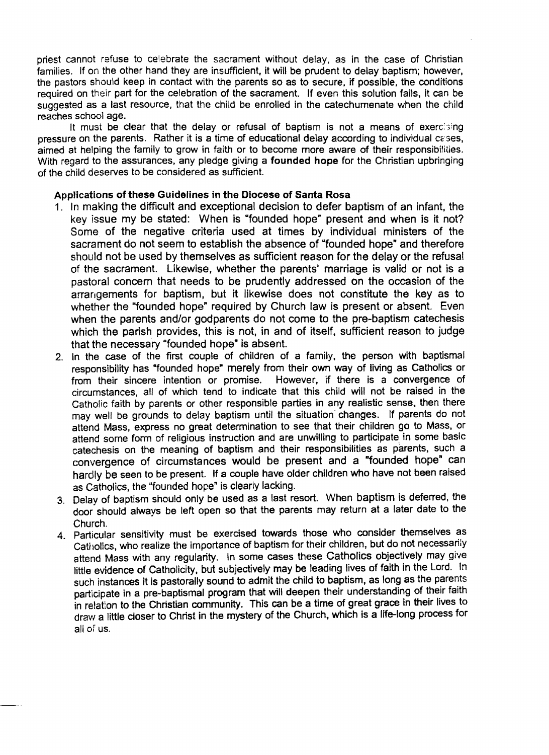priest cannot refuse to celebrate the sacrament without delay, as in the case of Christian families. If on the other hand they are insufficient, it will be prudent to delay baptism; however, the pastors should keep in contact with the parents so as to secure, if possible, the conditions required on their part for the celebration of the sacrament. If even this solution fails, it can be suggested as a last resource, that the child be enrolled in the catechumenate when the child reaches school age.

It must be clear that the delay or refusal of baptism is not a means of exercising pressure on the parents. Rather it is a time of educational delay according to individual cases, aimed at helping the family to grow in faith or to become more aware of their responsibilities. With regard to the assurances, any pledge giving a **founded hope** for the Christian upbringing of the child deserves to be considered as sufficient.

### Applications of these Guidelines in the Diocese of Santa Rosa

1. In making the difficult and exceptional decision to defer baptism of an infant, the key issue my be stated: When is "founded hope" present and when is it not? Some of the negative criteria used at times by individual ministers of the sacrament do not seem to establish the absence of "founded hope" and therefore should not be used by themselves as sufficient reason for the delay or the refusal of the sacrament. Likewise, whether the parents' marriage is valid or not is a pastoral concern that needs to be prudently addressed on the occasion of the arrangements for baptism, but it likewise does not constitute the key as to whether the "founded hope" required by Church law is present or absent. Even when the parents and/or godparents do not come to the pre-baptism catechesis which the parish provides, this is not, in and of itself, sufficient reason to judge that the necessary "founded hope" is absent.
2. In the case of the first couple of children of a family, the person with baptismal responsibility has "founded hope" merely from their own way of living as Catholics or from their sincere intention or promise. However, if there is a convergence of circumstances, all of which tend to indicate that this child will not be raised in the Catholic faith by parents or other responsible parties in any realistic sense, then there may well be grounds to delay baptism until the situation changes. If parents do not attend Mass, express no great determination to see that their children go to Mass, or attend some form of religious instruction and are unwilling to participate in some basic catechesis on the meaning of baptism and their responsibilities as parents, such a convergence of circumstances would be present and a "founded hope" can hardly be seen to be present. If a couple have older children who have not been raised as Catholics, the "founded hope" is clearly lacking.
3. Delay of baptism should only be used as a last resort. When baptism is deferred, the door should always be left open so that the parents may return at a later date to the Church.
4. Particular sensitivity must be exercised towards those who consider themselves as Catholics, who realize the importance of baptism for their children, but do not necessarily attend Mass with any regularity. In some cases these Catholics objectively may give little evidence of Catholicity, but subjectively may be leading lives of faith in the Lord. In such instances it is pastorally sound to admit the child to baptism, as long as the parents participate in a pre-baptismal program that will deepen their understanding of their faith in relation to the Christian community. This can be a time of great grace in their lives to draw a little closer to Christ in the mystery of the Church, which is a life-long process for all of us.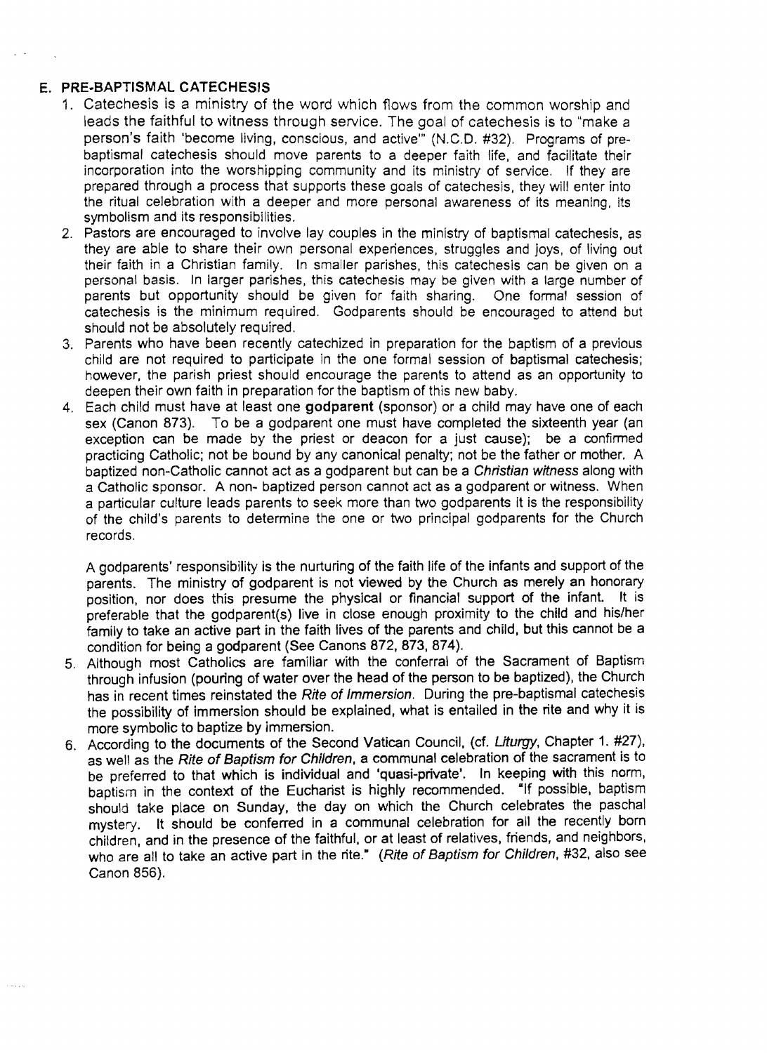## E. PRE-BAPTISMAL CATECHESIS

1. Catechesis is a ministry of the word which flows from the common worship and leads the faithful to witness through service. The goal of catechesis is to "make a person's faith 'become living, conscious, and active'" (N.C.D. #32). Programs of pre-baptismal catechesis should move parents to a deeper faith life, and facilitate their incorporation into the worshipping community and its ministry of service. If they are prepared through a process that supports these goals of catechesis, they will enter into the ritual celebration with a deeper and more personal awareness of its meaning, its symbolism and its responsibilities.
2. Pastors are encouraged to involve lay couples in the ministry of baptismal catechesis, as they are able to share their own personal experiences, struggles and joys, of living out their faith in a Christian family. In smaller parishes, this catechesis can be given on a personal basis. In larger parishes, this catechesis may be given with a large number of parents but opportunity should be given for faith sharing. One formal session of catechesis is the minimum required. Godparents should be encouraged to attend but should not be absolutely required.
3. Parents who have been recently catechized in preparation for the baptism of a previous child are not required to participate in the one formal session of baptismal catechesis; however, the parish priest should encourage the parents to attend as an opportunity to deepen their own faith in preparation for the baptism of this new baby.
4. Each child must have at least one **godparent** (sponsor) or a child may have one of each sex (Canon 873). To be a godparent one must have completed the sixteenth year (an exception can be made by the priest or deacon for a just cause); be a confirmed practicing Catholic; not be bound by any canonical penalty; not be the father or mother. A baptized non-Catholic cannot act as a godparent but can be a *Christian witness* along with a Catholic sponsor. A non- baptized person cannot act as a godparent or witness. When a particular culture leads parents to seek more than two godparents it is the responsibility of the child's parents to determine the one or two principal godparents for the Church records.

   A godparents' responsibility is the nurturing of the faith life of the infants and support of the parents. The ministry of godparent is not viewed by the Church as merely an honorary position, nor does this presume the physical or financial support of the infant. It is preferable that the godparent(s) live in close enough proximity to the child and his/her family to take an active part in the faith lives of the parents and child, but this cannot be a condition for being a godparent (See Canons 872, 873, 874).
5. Although most Catholics are familiar with the conferral of the Sacrament of Baptism through infusion (pouring of water over the head of the person to be baptized), the Church has in recent times reinstated the *Rite of Immersion*. During the pre-baptismal catechesis the possibility of immersion should be explained, what is entailed in the rite and why it is more symbolic to baptize by immersion.
6. According to the documents of the Second Vatican Council, (cf. *Liturgy*, Chapter 1. #27), as well as the *Rite of Baptism for Children*, a communal celebration of the sacrament is to be preferred to that which is individual and 'quasi-private'. In keeping with this norm, baptism in the context of the Eucharist is highly recommended. "If possible, baptism should take place on Sunday, the day on which the Church celebrates the paschal mystery. It should be conferred in a communal celebration for all the recently born children, and in the presence of the faithful, or at least of relatives, friends, and neighbors, who are all to take an active part in the rite." (*Rite of Baptism for Children*, #32, also see Canon 856).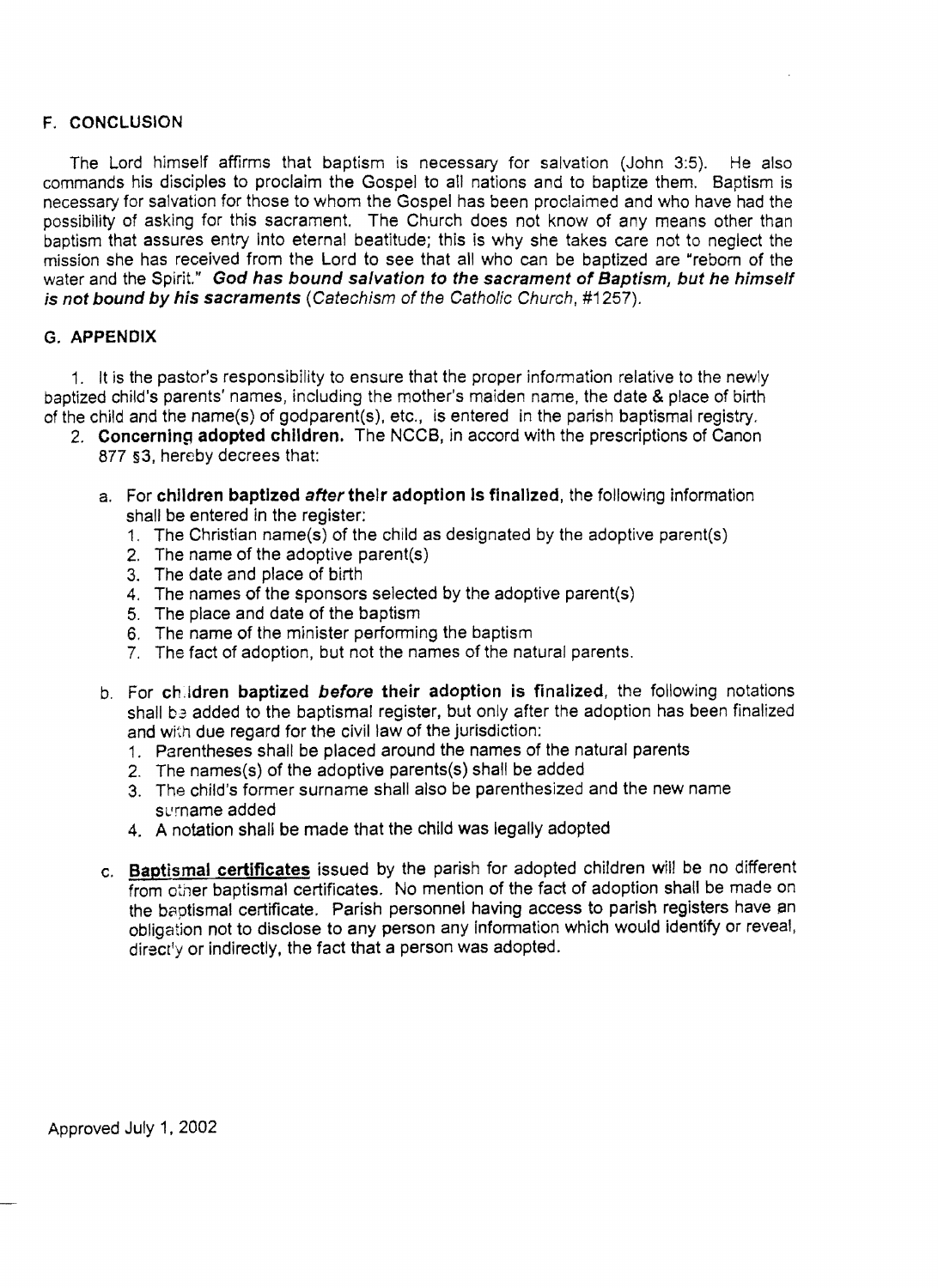## F. CONCLUSION

The Lord himself affirms that baptism is necessary for salvation (John 3:5). He also commands his disciples to proclaim the Gospel to all nations and to baptize them. Baptism is necessary for salvation for those to whom the Gospel has been proclaimed and who have had the possibility of asking for this sacrament. The Church does not know of any means other than baptism that assures entry into eternal beatitude; this is why she takes care not to neglect the mission she has received from the Lord to see that all who can be baptized are "reborn of the water and the Spirit." ***God has bound salvation to the sacrament of Baptism, but he himself is not bound by his sacraments*** (*Catechism of the Catholic Church*, #1257).

## G. APPENDIX

1. It is the pastor's responsibility to ensure that the proper information relative to the newly baptized child's parents' names, including the mother's maiden name, the date & place of birth of the child and the name(s) of godparent(s), etc., is entered in the parish baptismal registry.
2. **Concerning adopted children.** The NCCB, in accord with the prescriptions of Canon 877 §3, hereby decrees that:

    a. For **children baptized *after* their adoption is finalized**, the following information shall be entered in the register:
    1. The Christian name(s) of the child as designated by the adoptive parent(s)
    2. The name of the adoptive parent(s)
    3. The date and place of birth
    4. The names of the sponsors selected by the adoptive parent(s)
    5. The place and date of the baptism
    6. The name of the minister performing the baptism
    7. The fact of adoption, but not the names of the natural parents.

    b. For **children baptized *before* their adoption is finalized**, the following notations shall be added to the baptismal register, but only after the adoption has been finalized and with due regard for the civil law of the jurisdiction:
    1. Parentheses shall be placed around the names of the natural parents
    2. The names(s) of the adoptive parents(s) shall be added
    3. The child's former surname shall also be parenthesized and the new name surname added
    4. A notation shall be made that the child was legally adopted

    c. **Baptismal certificates** issued by the parish for adopted children will be no different from other baptismal certificates. No mention of the fact of adoption shall be made on the baptismal certificate. Parish personnel having access to parish registers have an obligation not to disclose to any person any information which would identify or reveal, directly or indirectly, the fact that a person was adopted.

Approved July 1, 2002